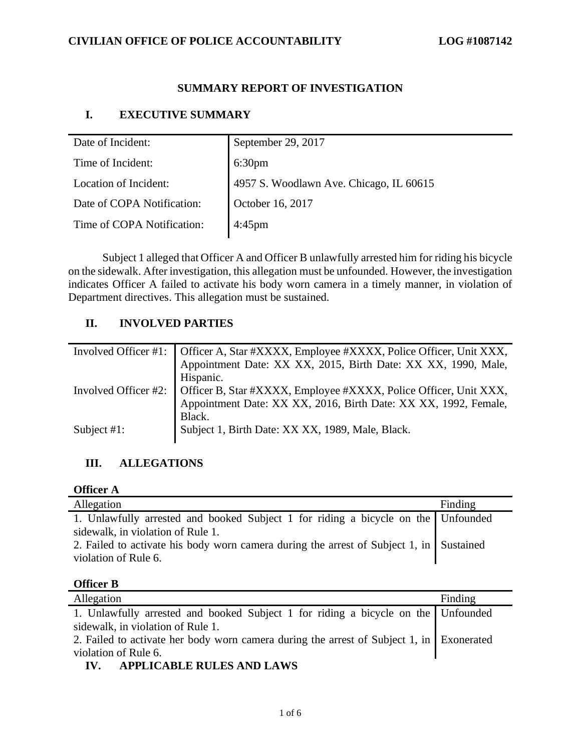**CIVILIAN OFFICE OF POLICE ACCOUNTABILITY** **LOG #1087142**

# SUMMARY REPORT OF INVESTIGATION

## I. EXECUTIVE SUMMARY

| | |
|---|---|
| Date of Incident: | September 29, 2017 |
| Time of Incident: | 6:30pm |
| Location of Incident: | 4957 S. Woodlawn Ave. Chicago, IL 60615 |
| Date of COPA Notification: | October 16, 2017 |
| Time of COPA Notification: | 4:45pm |

Subject 1 alleged that Officer A and Officer B unlawfully arrested him for riding his bicycle on the sidewalk. After investigation, this allegation must be unfounded. However, the investigation indicates Officer A failed to activate his body worn camera in a timely manner, in violation of Department directives. This allegation must be sustained.

## II. INVOLVED PARTIES

| | |
|---|---|
| Involved Officer #1: | Officer A, Star #XXXX, Employee #XXXX, Police Officer, Unit XXX, Appointment Date: XX XX, 2015, Birth Date: XX XX, 1990, Male, Hispanic. |
| Involved Officer #2: | Officer B, Star #XXXX, Employee #XXXX, Police Officer, Unit XXX, Appointment Date: XX XX, 2016, Birth Date: XX XX, 1992, Female, Black. |
| Subject #1: | Subject 1, Birth Date: XX XX, 1989, Male, Black. |

## III. ALLEGATIONS

**Officer A**

| Allegation | Finding |
|---|---|
| 1. Unlawfully arrested and booked Subject 1 for riding a bicycle on the sidewalk, in violation of Rule 1. | Unfounded |
| 2. Failed to activate his body worn camera during the arrest of Subject 1, in violation of Rule 6. | Sustained |

**Officer B**

| Allegation | Finding |
|---|---|
| 1. Unlawfully arrested and booked Subject 1 for riding a bicycle on the sidewalk, in violation of Rule 1. | Unfounded |
| 2. Failed to activate her body worn camera during the arrest of Subject 1, in violation of Rule 6. | Exonerated |

## IV. APPLICABLE RULES AND LAWS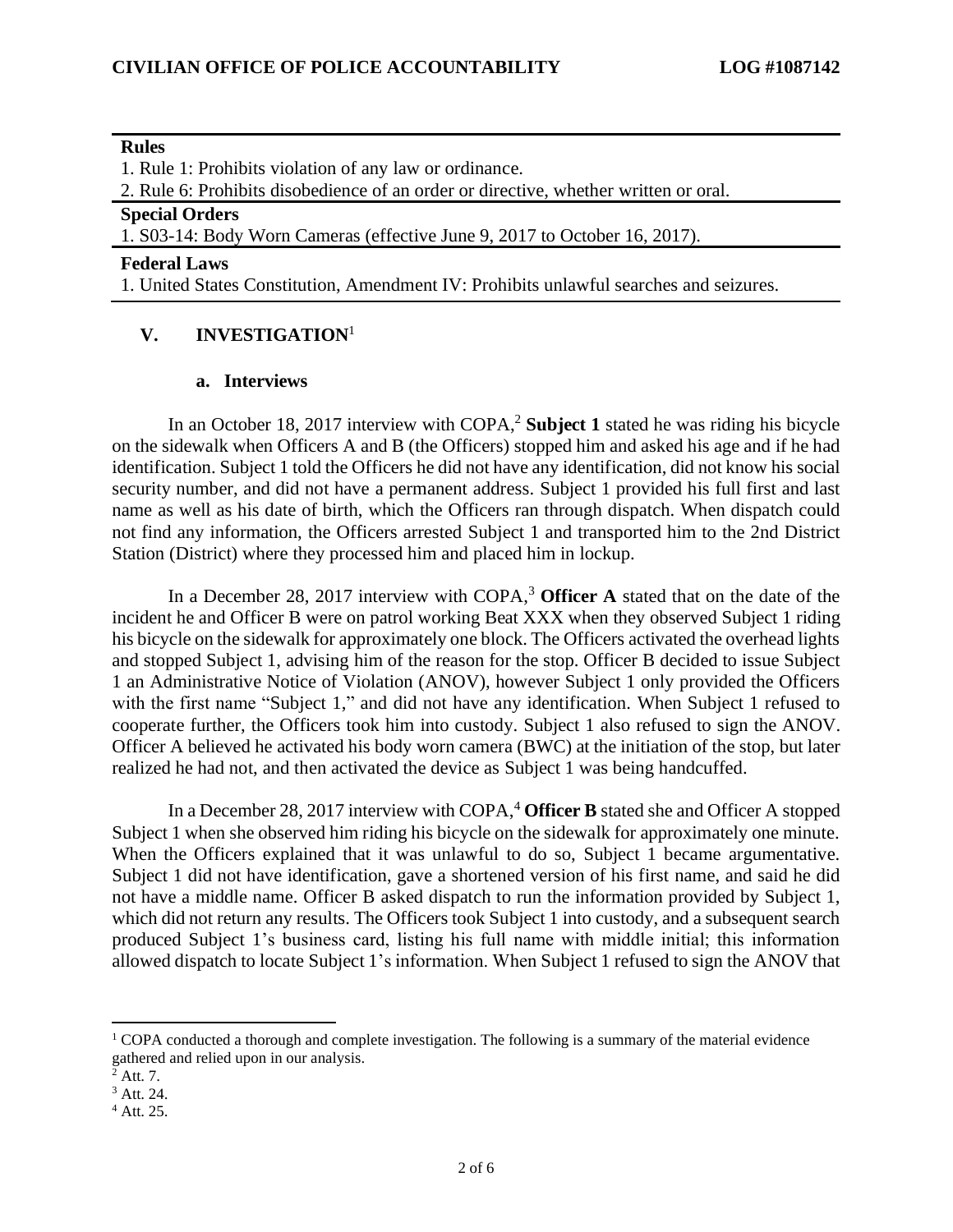**Rules**

1. Rule 1: Prohibits violation of any law or ordinance.
2. Rule 6: Prohibits disobedience of an order or directive, whether written or oral.

**Special Orders**

1. S03-14: Body Worn Cameras (effective June 9, 2017 to October 16, 2017).

**Federal Laws**

1. United States Constitution, Amendment IV: Prohibits unlawful searches and seizures.

## V. INVESTIGATION[1]

### a. Interviews

In an October 18, 2017 interview with COPA,[2] **Subject 1** stated he was riding his bicycle on the sidewalk when Officers A and B (the Officers) stopped him and asked his age and if he had identification. Subject 1 told the Officers he did not have any identification, did not know his social security number, and did not have a permanent address. Subject 1 provided his full first and last name as well as his date of birth, which the Officers ran through dispatch. When dispatch could not find any information, the Officers arrested Subject 1 and transported him to the 2nd District Station (District) where they processed him and placed him in lockup.

In a December 28, 2017 interview with COPA,[3] **Officer A** stated that on the date of the incident he and Officer B were on patrol working Beat XXX when they observed Subject 1 riding his bicycle on the sidewalk for approximately one block. The Officers activated the overhead lights and stopped Subject 1, advising him of the reason for the stop. Officer B decided to issue Subject 1 an Administrative Notice of Violation (ANOV), however Subject 1 only provided the Officers with the first name "Subject 1," and did not have any identification. When Subject 1 refused to cooperate further, the Officers took him into custody. Subject 1 also refused to sign the ANOV. Officer A believed he activated his body worn camera (BWC) at the initiation of the stop, but later realized he had not, and then activated the device as Subject 1 was being handcuffed.

In a December 28, 2017 interview with COPA,[4] **Officer B** stated she and Officer A stopped Subject 1 when she observed him riding his bicycle on the sidewalk for approximately one minute. When the Officers explained that it was unlawful to do so, Subject 1 became argumentative. Subject 1 did not have identification, gave a shortened version of his first name, and said he did not have a middle name. Officer B asked dispatch to run the information provided by Subject 1, which did not return any results. The Officers took Subject 1 into custody, and a subsequent search produced Subject 1's business card, listing his full name with middle initial; this information allowed dispatch to locate Subject 1's information. When Subject 1 refused to sign the ANOV that

---

[1] COPA conducted a thorough and complete investigation. The following is a summary of the material evidence gathered and relied upon in our analysis.

[2] Att. 7.

[3] Att. 24.

[4] Att. 25.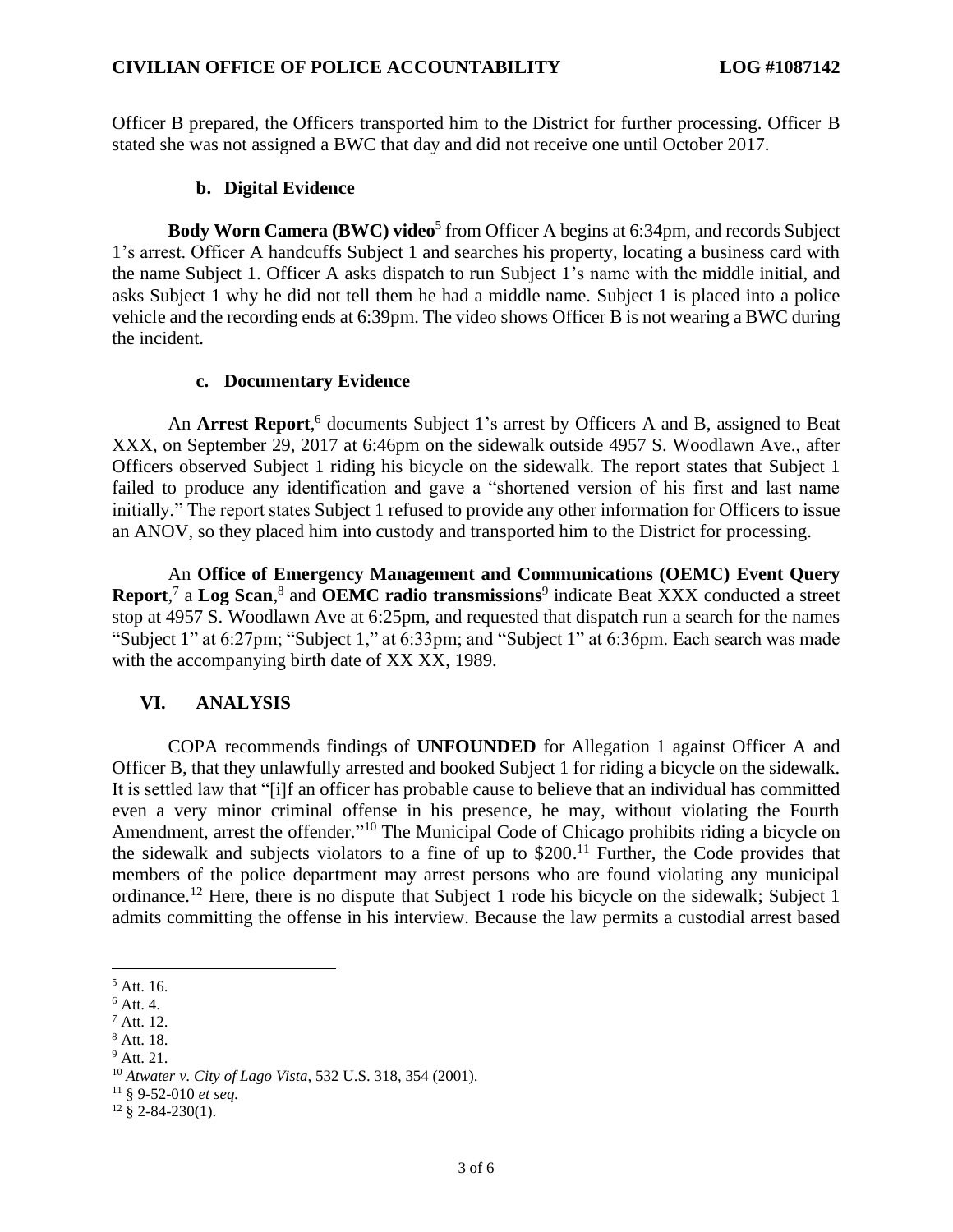Officer B prepared, the Officers transported him to the District for further processing. Officer B stated she was not assigned a BWC that day and did not receive one until October 2017.

### b. Digital Evidence

**Body Worn Camera (BWC) video**[5] from Officer A begins at 6:34pm, and records Subject 1's arrest. Officer A handcuffs Subject 1 and searches his property, locating a business card with the name Subject 1. Officer A asks dispatch to run Subject 1's name with the middle initial, and asks Subject 1 why he did not tell them he had a middle name. Subject 1 is placed into a police vehicle and the recording ends at 6:39pm. The video shows Officer B is not wearing a BWC during the incident.

### c. Documentary Evidence

An **Arrest Report**,[6] documents Subject 1's arrest by Officers A and B, assigned to Beat XXX, on September 29, 2017 at 6:46pm on the sidewalk outside 4957 S. Woodlawn Ave., after Officers observed Subject 1 riding his bicycle on the sidewalk. The report states that Subject 1 failed to produce any identification and gave a "shortened version of his first and last name initially." The report states Subject 1 refused to provide any other information for Officers to issue an ANOV, so they placed him into custody and transported him to the District for processing.

An **Office of Emergency Management and Communications (OEMC) Event Query Report**,[7] a **Log Scan**,[8] and **OEMC radio transmissions**[9] indicate Beat XXX conducted a street stop at 4957 S. Woodlawn Ave at 6:25pm, and requested that dispatch run a search for the names "Subject 1" at 6:27pm; "Subject 1," at 6:33pm; and "Subject 1" at 6:36pm. Each search was made with the accompanying birth date of XX XX, 1989.

## VI. ANALYSIS

COPA recommends findings of **UNFOUNDED** for Allegation 1 against Officer A and Officer B, that they unlawfully arrested and booked Subject 1 for riding a bicycle on the sidewalk. It is settled law that "[i]f an officer has probable cause to believe that an individual has committed even a very minor criminal offense in his presence, he may, without violating the Fourth Amendment, arrest the offender."[10] The Municipal Code of Chicago prohibits riding a bicycle on the sidewalk and subjects violators to a fine of up to $200.[11] Further, the Code provides that members of the police department may arrest persons who are found violating any municipal ordinance.[12] Here, there is no dispute that Subject 1 rode his bicycle on the sidewalk; Subject 1 admits committing the offense in his interview. Because the law permits a custodial arrest based

---

[5] Att. 16.

[6] Att. 4.

[7] Att. 12.

[8] Att. 18.

[9] Att. 21.

[10] *Atwater v. City of Lago Vista*, 532 U.S. 318, 354 (2001).

[11] § 9-52-010 *et seq.*

[12] § 2-84-230(1).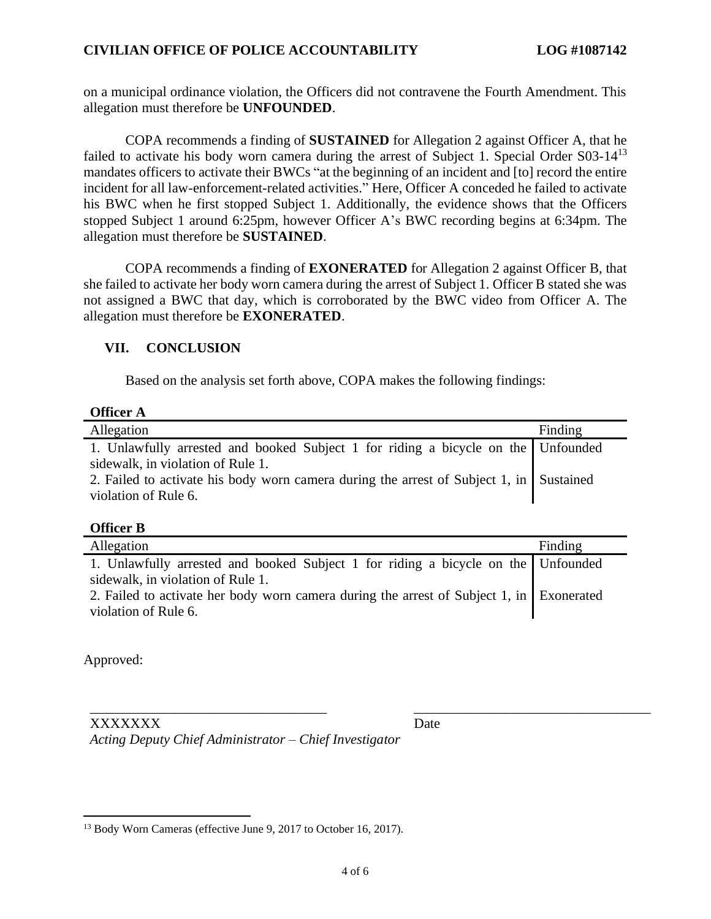on a municipal ordinance violation, the Officers did not contravene the Fourth Amendment. This allegation must therefore be **UNFOUNDED**.

COPA recommends a finding of **SUSTAINED** for Allegation 2 against Officer A, that he failed to activate his body worn camera during the arrest of Subject 1. Special Order S03-14[13] mandates officers to activate their BWCs "at the beginning of an incident and [to] record the entire incident for all law-enforcement-related activities." Here, Officer A conceded he failed to activate his BWC when he first stopped Subject 1. Additionally, the evidence shows that the Officers stopped Subject 1 around 6:25pm, however Officer A's BWC recording begins at 6:34pm. The allegation must therefore be **SUSTAINED**.

COPA recommends a finding of **EXONERATED** for Allegation 2 against Officer B, that she failed to activate her body worn camera during the arrest of Subject 1. Officer B stated she was not assigned a BWC that day, which is corroborated by the BWC video from Officer A. The allegation must therefore be **EXONERATED**.

## VII. CONCLUSION

Based on the analysis set forth above, COPA makes the following findings:

**Officer A**

| Allegation | Finding |
| --- | --- |
| 1. Unlawfully arrested and booked Subject 1 for riding a bicycle on the sidewalk, in violation of Rule 1. | Unfounded |
| 2. Failed to activate his body worn camera during the arrest of Subject 1, in violation of Rule 6. | Sustained |

**Officer B**

| Allegation | Finding |
| --- | --- |
| 1. Unlawfully arrested and booked Subject 1 for riding a bicycle on the sidewalk, in violation of Rule 1. | Unfounded |
| 2. Failed to activate her body worn camera during the arrest of Subject 1, in violation of Rule 6. | Exonerated |

Approved:

\_\_\_\_\_\_\_\_\_\_\_\_\_\_\_\_\_\_\_\_\_\_\_\_\_\_\_\_\_\_\_\_\_\_ \_\_\_\_\_\_\_\_\_\_\_\_\_\_\_\_\_\_\_\_\_\_\_\_\_\_\_\_\_\_\_\_\_\_

XXXXXXX Date

*Acting Deputy Chief Administrator – Chief Investigator*

---

[13] Body Worn Cameras (effective June 9, 2017 to October 16, 2017).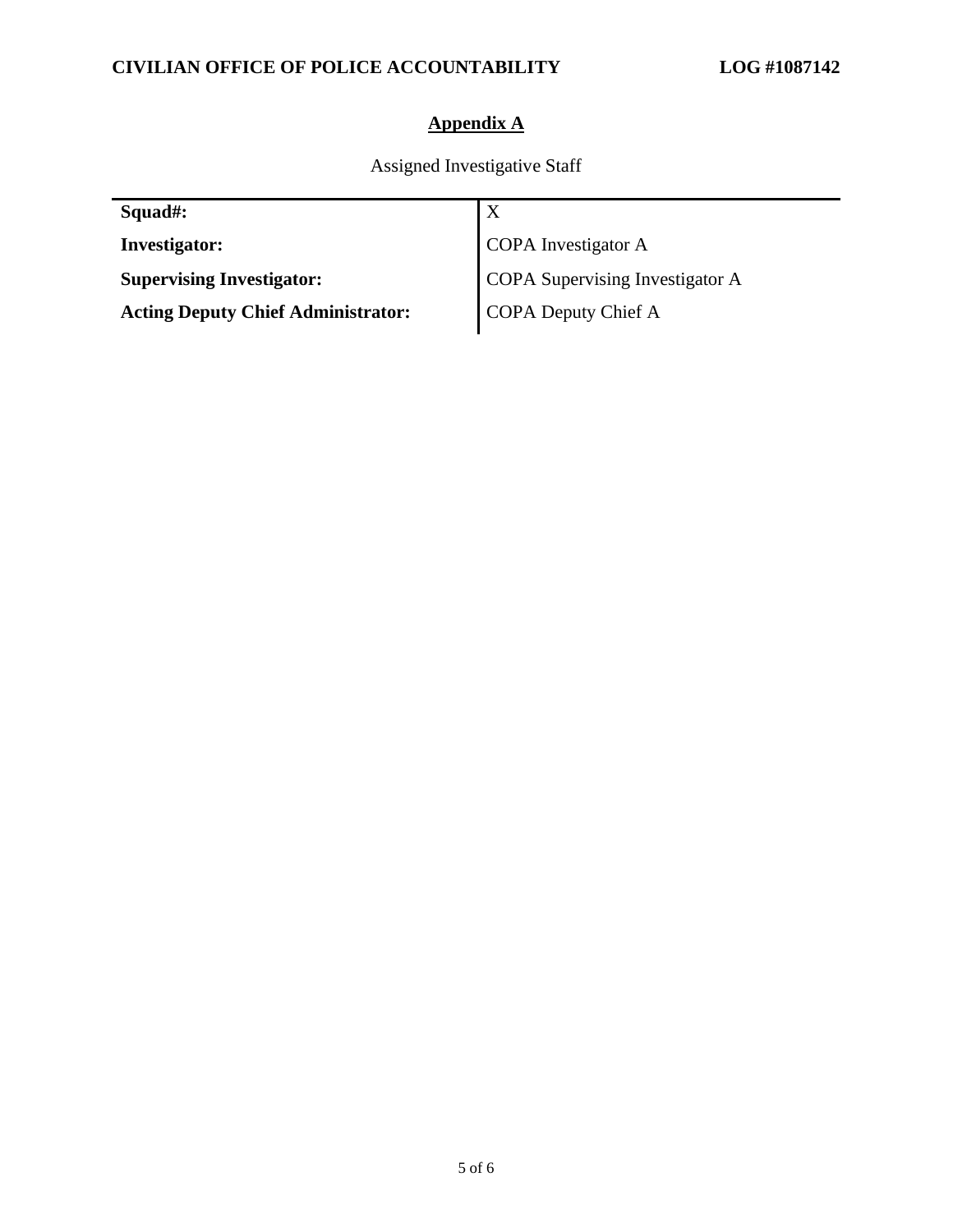## Appendix A

Assigned Investigative Staff

| | |
|---|---|
| **Squad#:** | X |
| **Investigator:** | COPA Investigator A |
| **Supervising Investigator:** | COPA Supervising Investigator A |
| **Acting Deputy Chief Administrator:** | COPA Deputy Chief A |